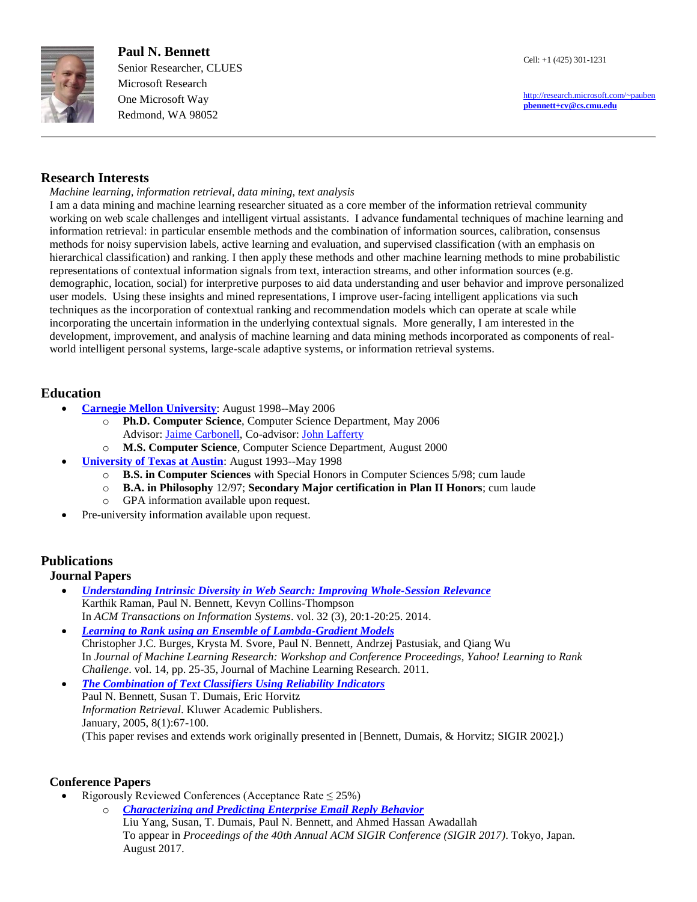# Paul N. Bennett

Senior Researcher, CLUES
Microsoft Research
One Microsoft Way
Redmond, WA 98052

Cell: +1 (425) 301-1231

http://research.microsoft.com/~pauben
**pbennett+cv@cs.cmu.edu**

---

## Research Interests

*Machine learning, information retrieval, data mining, text analysis*

I am a data mining and machine learning researcher situated as a core member of the information retrieval community working on web scale challenges and intelligent virtual assistants. I advance fundamental techniques of machine learning and information retrieval: in particular ensemble methods and the combination of information sources, calibration, consensus methods for noisy supervision labels, active learning and evaluation, and supervised classification (with an emphasis on hierarchical classification) and ranking. I then apply these methods and other machine learning methods to mine probabilistic representations of contextual information signals from text, interaction streams, and other information sources (e.g. demographic, location, social) for interpretive purposes to aid data understanding and user behavior and improve personalized user models. Using these insights and mined representations, I improve user-facing intelligent applications via such techniques as the incorporation of contextual ranking and recommendation models which can operate at scale while incorporating the uncertain information in the underlying contextual signals. More generally, I am interested in the development, improvement, and analysis of machine learning and data mining methods incorporated as components of real-world intelligent personal systems, large-scale adaptive systems, or information retrieval systems.

## Education

- **Carnegie Mellon University**: August 1998--May 2006
  - **Ph.D. Computer Science**, Computer Science Department, May 2006
    Advisor: Jaime Carbonell, Co-advisor: John Lafferty
  - **M.S. Computer Science**, Computer Science Department, August 2000
- **University of Texas at Austin**: August 1993--May 1998
  - **B.S. in Computer Sciences** with Special Honors in Computer Sciences 5/98; cum laude
  - **B.A. in Philosophy** 12/97; **Secondary Major certification in Plan II Honors**; cum laude
  - GPA information available upon request.
- Pre-university information available upon request.

## Publications

### Journal Papers

- ***Understanding Intrinsic Diversity in Web Search: Improving Whole-Session Relevance***
  Karthik Raman, Paul N. Bennett, Kevyn Collins-Thompson
  In *ACM Transactions on Information Systems*. vol. 32 (3), 20:1-20:25. 2014.
- ***Learning to Rank using an Ensemble of Lambda-Gradient Models***
  Christopher J.C. Burges, Krysta M. Svore, Paul N. Bennett, Andrzej Pastusiak, and Qiang Wu
  In *Journal of Machine Learning Research: Workshop and Conference Proceedings, Yahoo! Learning to Rank Challenge*. vol. 14, pp. 25-35, Journal of Machine Learning Research. 2011.
- ***The Combination of Text Classifiers Using Reliability Indicators***
  Paul N. Bennett, Susan T. Dumais, Eric Horvitz
  *Information Retrieval*. Kluwer Academic Publishers.
  January, 2005, 8(1):67-100.
  (This paper revises and extends work originally presented in [Bennett, Dumais, & Horvitz; SIGIR 2002].)

### Conference Papers

- Rigorously Reviewed Conferences (Acceptance Rate ≤ 25%)
  - ***Characterizing and Predicting Enterprise Email Reply Behavior***
    Liu Yang, Susan, T. Dumais, Paul N. Bennett, and Ahmed Hassan Awadallah
    To appear in *Proceedings of the 40th Annual ACM SIGIR Conference (SIGIR 2017)*. Tokyo, Japan. August 2017.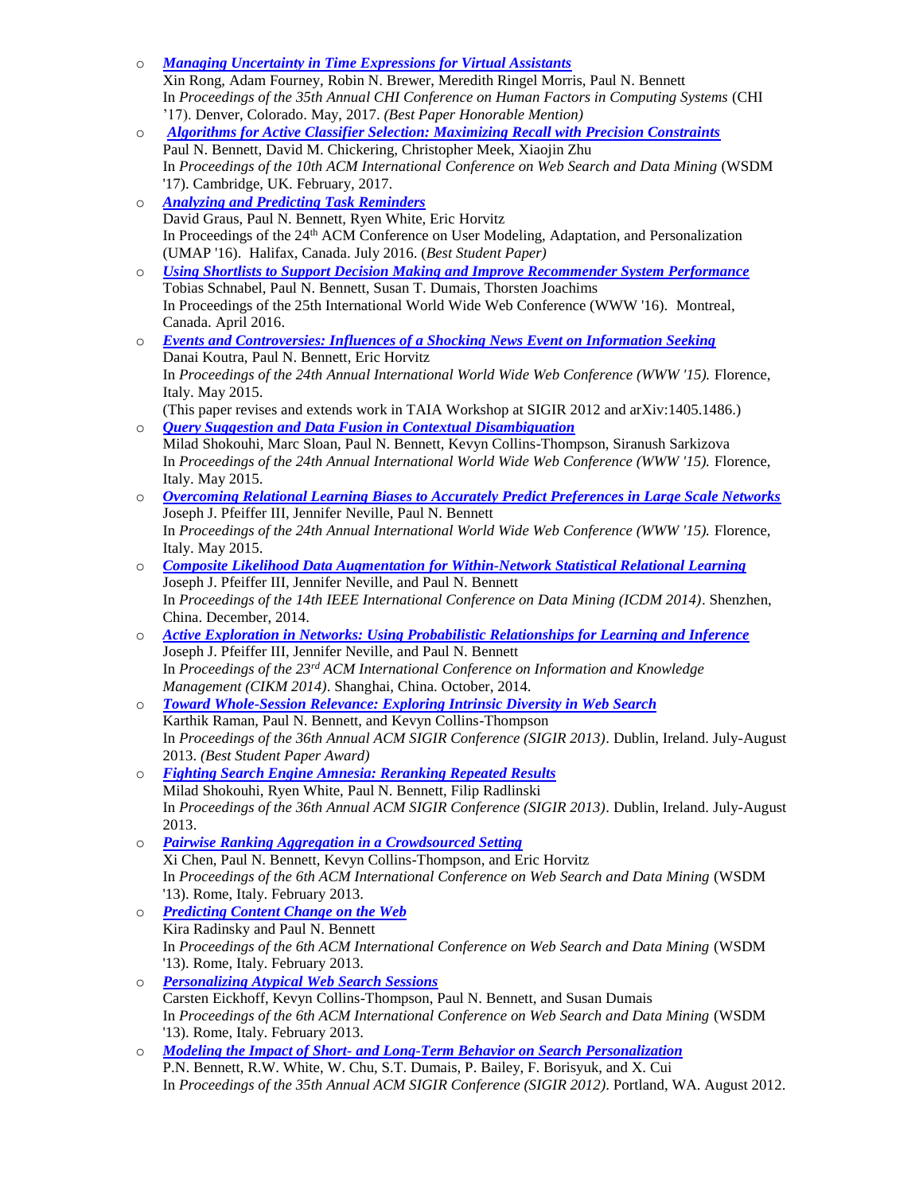- ***Managing Uncertainty in Time Expressions for Virtual Assistants***
  Xin Rong, Adam Fourney, Robin N. Brewer, Meredith Ringel Morris, Paul N. Bennett
  In *Proceedings of the 35th Annual CHI Conference on Human Factors in Computing Systems* (CHI '17). Denver, Colorado. May, 2017. *(Best Paper Honorable Mention)*
- ***Algorithms for Active Classifier Selection: Maximizing Recall with Precision Constraints***
  Paul N. Bennett, David M. Chickering, Christopher Meek, Xiaojin Zhu
  In *Proceedings of the 10th ACM International Conference on Web Search and Data Mining* (WSDM '17). Cambridge, UK. February, 2017.
- ***Analyzing and Predicting Task Reminders***
  David Graus, Paul N. Bennett, Ryen White, Eric Horvitz
  In Proceedings of the 24th ACM Conference on User Modeling, Adaptation, and Personalization (UMAP '16). Halifax, Canada. July 2016. (*Best Student Paper)*
- ***Using Shortlists to Support Decision Making and Improve Recommender System Performance***
  Tobias Schnabel, Paul N. Bennett, Susan T. Dumais, Thorsten Joachims
  In Proceedings of the 25th International World Wide Web Conference (WWW '16). Montreal, Canada. April 2016.
- ***Events and Controversies: Influences of a Shocking News Event on Information Seeking***
  Danai Koutra, Paul N. Bennett, Eric Horvitz
  In *Proceedings of the 24th Annual International World Wide Web Conference (WWW '15).* Florence, Italy. May 2015.
  (This paper revises and extends work in TAIA Workshop at SIGIR 2012 and arXiv:1405.1486.)
- ***Query Suggestion and Data Fusion in Contextual Disambiguation***
  Milad Shokouhi, Marc Sloan, Paul N. Bennett, Kevyn Collins-Thompson, Siranush Sarkizova
  In *Proceedings of the 24th Annual International World Wide Web Conference (WWW '15).* Florence, Italy. May 2015.
- ***Overcoming Relational Learning Biases to Accurately Predict Preferences in Large Scale Networks***
  Joseph J. Pfeiffer III, Jennifer Neville, Paul N. Bennett
  In *Proceedings of the 24th Annual International World Wide Web Conference (WWW '15).* Florence, Italy. May 2015.
- ***Composite Likelihood Data Augmentation for Within-Network Statistical Relational Learning***
  Joseph J. Pfeiffer III, Jennifer Neville, and Paul N. Bennett
  In *Proceedings of the 14th IEEE International Conference on Data Mining (ICDM 2014)*. Shenzhen, China. December, 2014.
- ***Active Exploration in Networks: Using Probabilistic Relationships for Learning and Inference***
  Joseph J. Pfeiffer III, Jennifer Neville, and Paul N. Bennett
  In *Proceedings of the 23rd ACM International Conference on Information and Knowledge Management (CIKM 2014)*. Shanghai, China. October, 2014.
- ***Toward Whole-Session Relevance: Exploring Intrinsic Diversity in Web Search***
  Karthik Raman, Paul N. Bennett, and Kevyn Collins-Thompson
  In *Proceedings of the 36th Annual ACM SIGIR Conference (SIGIR 2013)*. Dublin, Ireland. July-August 2013. *(Best Student Paper Award)*
- ***Fighting Search Engine Amnesia: Reranking Repeated Results***
  Milad Shokouhi, Ryen White, Paul N. Bennett, Filip Radlinski
  In *Proceedings of the 36th Annual ACM SIGIR Conference (SIGIR 2013)*. Dublin, Ireland. July-August 2013.
- ***Pairwise Ranking Aggregation in a Crowdsourced Setting***
  Xi Chen, Paul N. Bennett, Kevyn Collins-Thompson, and Eric Horvitz
  In *Proceedings of the 6th ACM International Conference on Web Search and Data Mining* (WSDM '13). Rome, Italy. February 2013.
- ***Predicting Content Change on the Web***
  Kira Radinsky and Paul N. Bennett
  In *Proceedings of the 6th ACM International Conference on Web Search and Data Mining* (WSDM '13). Rome, Italy. February 2013.
- ***Personalizing Atypical Web Search Sessions***
  Carsten Eickhoff, Kevyn Collins-Thompson, Paul N. Bennett, and Susan Dumais
  In *Proceedings of the 6th ACM International Conference on Web Search and Data Mining* (WSDM '13). Rome, Italy. February 2013.
- ***Modeling the Impact of Short- and Long-Term Behavior on Search Personalization***
  P.N. Bennett, R.W. White, W. Chu, S.T. Dumais, P. Bailey, F. Borisyuk, and X. Cui
  In *Proceedings of the 35th Annual ACM SIGIR Conference (SIGIR 2012)*. Portland, WA. August 2012.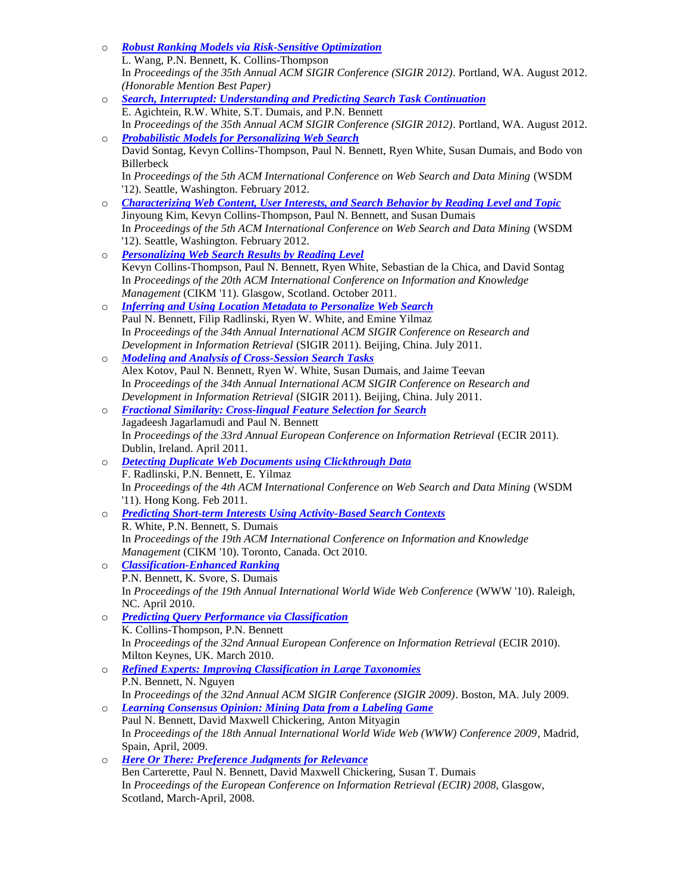- ***Robust Ranking Models via Risk-Sensitive Optimization***
  L. Wang, P.N. Bennett, K. Collins-Thompson
  In *Proceedings of the 35th Annual ACM SIGIR Conference (SIGIR 2012)*. Portland, WA. August 2012. *(Honorable Mention Best Paper)*
- ***Search, Interrupted: Understanding and Predicting Search Task Continuation***
  E. Agichtein, R.W. White, S.T. Dumais, and P.N. Bennett
  In *Proceedings of the 35th Annual ACM SIGIR Conference (SIGIR 2012)*. Portland, WA. August 2012.
- ***Probabilistic Models for Personalizing Web Search***
  David Sontag, Kevyn Collins-Thompson, Paul N. Bennett, Ryen White, Susan Dumais, and Bodo von Billerbeck
  In *Proceedings of the 5th ACM International Conference on Web Search and Data Mining* (WSDM '12). Seattle, Washington. February 2012.
- ***Characterizing Web Content, User Interests, and Search Behavior by Reading Level and Topic***
  Jinyoung Kim, Kevyn Collins-Thompson, Paul N. Bennett, and Susan Dumais
  In *Proceedings of the 5th ACM International Conference on Web Search and Data Mining* (WSDM '12). Seattle, Washington. February 2012.
- ***Personalizing Web Search Results by Reading Level***
  Kevyn Collins-Thompson, Paul N. Bennett, Ryen White, Sebastian de la Chica, and David Sontag
  In *Proceedings of the 20th ACM International Conference on Information and Knowledge Management* (CIKM '11). Glasgow, Scotland. October 2011.
- ***Inferring and Using Location Metadata to Personalize Web Search***
  Paul N. Bennett, Filip Radlinski, Ryen W. White, and Emine Yilmaz
  In *Proceedings of the 34th Annual International ACM SIGIR Conference on Research and Development in Information Retrieval* (SIGIR 2011). Beijing, China. July 2011.
- ***Modeling and Analysis of Cross-Session Search Tasks***
  Alex Kotov, Paul N. Bennett, Ryen W. White, Susan Dumais, and Jaime Teevan
  In *Proceedings of the 34th Annual International ACM SIGIR Conference on Research and Development in Information Retrieval* (SIGIR 2011). Beijing, China. July 2011.
- ***Fractional Similarity: Cross-lingual Feature Selection for Search***
  Jagadeesh Jagarlamudi and Paul N. Bennett
  In *Proceedings of the 33rd Annual European Conference on Information Retrieval* (ECIR 2011). Dublin, Ireland. April 2011.
- ***Detecting Duplicate Web Documents using Clickthrough Data***
  F. Radlinski, P.N. Bennett, E. Yilmaz
  In *Proceedings of the 4th ACM International Conference on Web Search and Data Mining* (WSDM '11). Hong Kong. Feb 2011.
- ***Predicting Short-term Interests Using Activity-Based Search Contexts***
  R. White, P.N. Bennett, S. Dumais
  In *Proceedings of the 19th ACM International Conference on Information and Knowledge Management* (CIKM '10). Toronto, Canada. Oct 2010.
- ***Classification-Enhanced Ranking***
  P.N. Bennett, K. Svore, S. Dumais
  In *Proceedings of the 19th Annual International World Wide Web Conference* (WWW '10). Raleigh, NC. April 2010.
- ***Predicting Query Performance via Classification***
  K. Collins-Thompson, P.N. Bennett
  In *Proceedings of the 32nd Annual European Conference on Information Retrieval* (ECIR 2010). Milton Keynes, UK. March 2010.
- ***Refined Experts: Improving Classification in Large Taxonomies***
  P.N. Bennett, N. Nguyen
  In *Proceedings of the 32nd Annual ACM SIGIR Conference (SIGIR 2009)*. Boston, MA. July 2009.
- ***Learning Consensus Opinion: Mining Data from a Labeling Game***
  Paul N. Bennett, David Maxwell Chickering, Anton Mityagin
  In *Proceedings of the 18th Annual International World Wide Web (WWW) Conference 2009*, Madrid, Spain, April, 2009.
- ***Here Or There: Preference Judgments for Relevance***
  Ben Carterette, Paul N. Bennett, David Maxwell Chickering, Susan T. Dumais
  In *Proceedings of the European Conference on Information Retrieval (ECIR) 2008*, Glasgow, Scotland, March-April, 2008.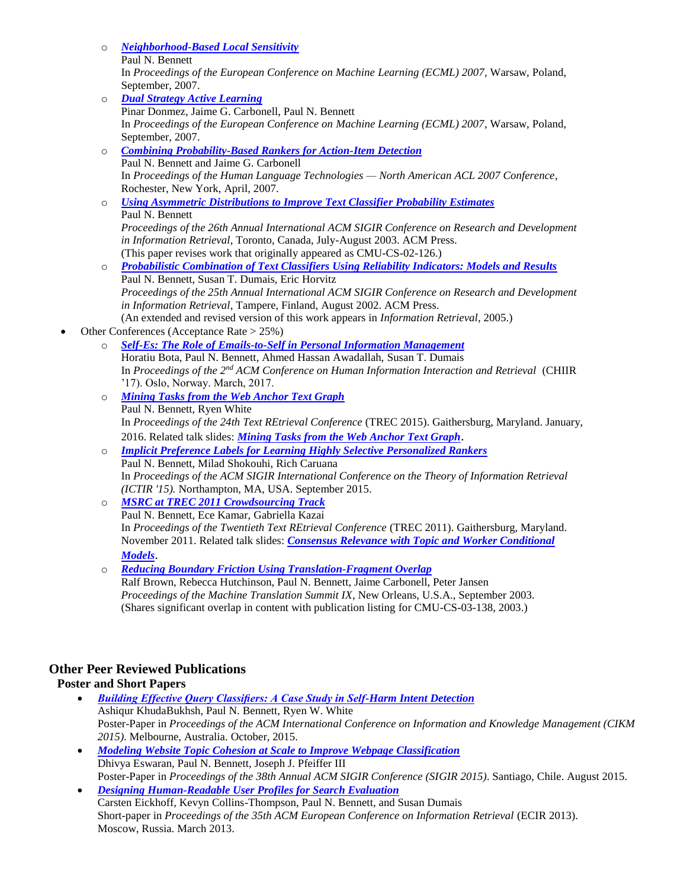- ***Neighborhood-Based Local Sensitivity***
    Paul N. Bennett
    In *Proceedings of the European Conference on Machine Learning (ECML) 2007*, Warsaw, Poland, September, 2007.
  - ***Dual Strategy Active Learning***
    Pinar Donmez, Jaime G. Carbonell, Paul N. Bennett
    In *Proceedings of the European Conference on Machine Learning (ECML) 2007*, Warsaw, Poland, September, 2007.
  - ***Combining Probability-Based Rankers for Action-Item Detection***
    Paul N. Bennett and Jaime G. Carbonell
    In *Proceedings of the Human Language Technologies — North American ACL 2007 Conference*, Rochester, New York, April, 2007.
  - ***Using Asymmetric Distributions to Improve Text Classifier Probability Estimates***
    Paul N. Bennett
    *Proceedings of the 26th Annual International ACM SIGIR Conference on Research and Development in Information Retrieval*, Toronto, Canada, July-August 2003. ACM Press.
    (This paper revises work that originally appeared as CMU-CS-02-126.)
  - ***Probabilistic Combination of Text Classifiers Using Reliability Indicators: Models and Results***
    Paul N. Bennett, Susan T. Dumais, Eric Horvitz
    *Proceedings of the 25th Annual International ACM SIGIR Conference on Research and Development in Information Retrieval*, Tampere, Finland, August 2002. ACM Press.
    (An extended and revised version of this work appears in *Information Retrieval*, 2005.)
- Other Conferences (Acceptance Rate > 25%)
  - ***Self-Es: The Role of Emails-to-Self in Personal Information Management***
    Horatiu Bota, Paul N. Bennett, Ahmed Hassan Awadallah, Susan T. Dumais
    In *Proceedings of the 2nd ACM Conference on Human Information Interaction and Retrieval* (CHIIR '17). Oslo, Norway. March, 2017.
  - ***Mining Tasks from the Web Anchor Text Graph***
    Paul N. Bennett, Ryen White
    In *Proceedings of the 24th Text REtrieval Conference* (TREC 2015). Gaithersburg, Maryland. January, 2016. Related talk slides: ***Mining Tasks from the Web Anchor Text Graph***.
  - ***Implicit Preference Labels for Learning Highly Selective Personalized Rankers***
    Paul N. Bennett, Milad Shokouhi, Rich Caruana
    In *Proceedings of the ACM SIGIR International Conference on the Theory of Information Retrieval (ICTIR '15).* Northampton, MA, USA. September 2015.
  - ***MSRC at TREC 2011 Crowdsourcing Track***
    Paul N. Bennett, Ece Kamar, Gabriella Kazai
    In *Proceedings of the Twentieth Text REtrieval Conference* (TREC 2011). Gaithersburg, Maryland. November 2011. Related talk slides: ***Consensus Relevance with Topic and Worker Conditional Models***.
  - ***Reducing Boundary Friction Using Translation-Fragment Overlap***
    Ralf Brown, Rebecca Hutchinson, Paul N. Bennett, Jaime Carbonell, Peter Jansen
    *Proceedings of the Machine Translation Summit IX*, New Orleans, U.S.A., September 2003.
    (Shares significant overlap in content with publication listing for CMU-CS-03-138, 2003.)

## Other Peer Reviewed Publications

### Poster and Short Papers

- ***Building Effective Query Classifiers: A Case Study in Self-Harm Intent Detection***
  Ashiqur KhudaBukhsh, Paul N. Bennett, Ryen W. White
  Poster-Paper in *Proceedings of the ACM International Conference on Information and Knowledge Management (CIKM 2015).* Melbourne, Australia. October, 2015.
- ***Modeling Website Topic Cohesion at Scale to Improve Webpage Classification***
  Dhivya Eswaran, Paul N. Bennett, Joseph J. Pfeiffer III
  Poster-Paper in *Proceedings of the 38th Annual ACM SIGIR Conference (SIGIR 2015).* Santiago, Chile. August 2015.
- ***Designing Human-Readable User Profiles for Search Evaluation***
  Carsten Eickhoff, Kevyn Collins-Thompson, Paul N. Bennett, and Susan Dumais
  Short-paper in *Proceedings of the 35th ACM European Conference on Information Retrieval* (ECIR 2013). Moscow, Russia. March 2013.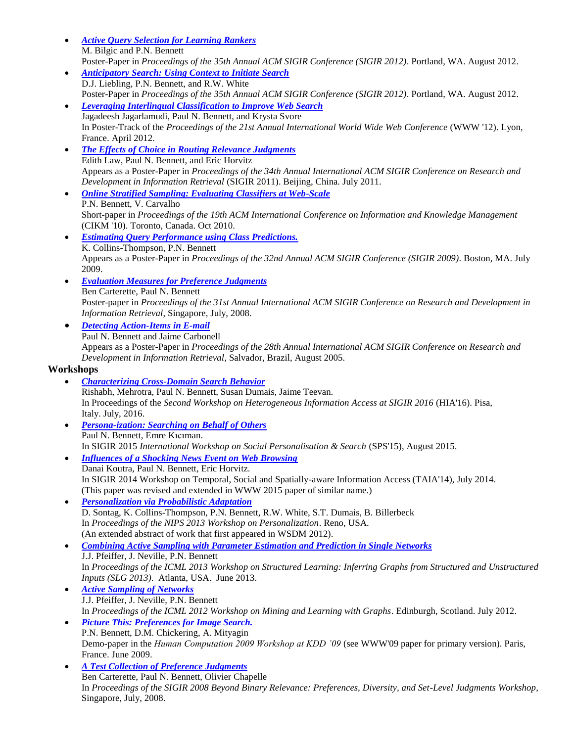- ***Active Query Selection for Learning Rankers***
  M. Bilgic and P.N. Bennett
  Poster-Paper in *Proceedings of the 35th Annual ACM SIGIR Conference (SIGIR 2012)*. Portland, WA. August 2012.
- ***Anticipatory Search: Using Context to Initiate Search***
  D.J. Liebling, P.N. Bennett, and R.W. White
  Poster-Paper in *Proceedings of the 35th Annual ACM SIGIR Conference (SIGIR 2012)*. Portland, WA. August 2012.
- ***Leveraging Interlingual Classification to Improve Web Search***
  Jagadeesh Jagarlamudi, Paul N. Bennett, and Krysta Svore
  In Poster-Track of the *Proceedings of the 21st Annual International World Wide Web Conference* (WWW '12). Lyon, France. April 2012.
- ***The Effects of Choice in Routing Relevance Judgments***
  Edith Law, Paul N. Bennett, and Eric Horvitz
  Appears as a Poster-Paper in *Proceedings of the 34th Annual International ACM SIGIR Conference on Research and Development in Information Retrieval* (SIGIR 2011). Beijing, China. July 2011.
- ***Online Stratified Sampling: Evaluating Classifiers at Web-Scale***
  P.N. Bennett, V. Carvalho
  Short-paper in *Proceedings of the 19th ACM International Conference on Information and Knowledge Management* (CIKM '10). Toronto, Canada. Oct 2010.
- ***Estimating Query Performance using Class Predictions.***
  K. Collins-Thompson, P.N. Bennett
  Appears as a Poster-Paper in *Proceedings of the 32nd Annual ACM SIGIR Conference (SIGIR 2009)*. Boston, MA. July 2009.
- ***Evaluation Measures for Preference Judgments***
  Ben Carterette, Paul N. Bennett
  Poster-paper in *Proceedings of the 31st Annual International ACM SIGIR Conference on Research and Development in Information Retrieval*, Singapore, July, 2008.
- ***Detecting Action-Items in E-mail***
  Paul N. Bennett and Jaime Carbonell
  Appears as a Poster-Paper in *Proceedings of the 28th Annual International ACM SIGIR Conference on Research and Development in Information Retrieval*, Salvador, Brazil, August 2005.

### Workshops

- ***Characterizing Cross-Domain Search Behavior***
  Rishabh, Mehrotra, Paul N. Bennett, Susan Dumais, Jaime Teevan.
  In Proceedings of the *Second Workshop on Heterogeneous Information Access at SIGIR 2016* (HIA'16). Pisa, Italy. July, 2016.
- ***Persona-ization: Searching on Behalf of Others***
  Paul N. Bennett, Emre Kıcıman.
  In SIGIR 2015 *International Workshop on Social Personalisation & Search* (SPS'15), August 2015.
- ***Influences of a Shocking News Event on Web Browsing***
  Danai Koutra, Paul N. Bennett, Eric Horvitz.
  In SIGIR 2014 Workshop on Temporal, Social and Spatially-aware Information Access (TAIA'14), July 2014.
  (This paper was revised and extended in WWW 2015 paper of similar name.)
- ***Personalization via Probabilistic Adaptation***
  D. Sontag, K. Collins-Thompson, P.N. Bennett, R.W. White, S.T. Dumais, B. Billerbeck
  In *Proceedings of the NIPS 2013 Workshop on Personalization*. Reno, USA.
  (An extended abstract of work that first appeared in WSDM 2012).
- ***Combining Active Sampling with Parameter Estimation and Prediction in Single Networks***
  J.J. Pfeiffer, J. Neville, P.N. Bennett
  In *Proceedings of the ICML 2013 Workshop on Structured Learning: Inferring Graphs from Structured and Unstructured Inputs (SLG 2013)*. Atlanta, USA. June 2013.
- ***Active Sampling of Networks***
  J.J. Pfeiffer, J. Neville, P.N. Bennett
  In *Proceedings of the ICML 2012 Workshop on Mining and Learning with Graphs*. Edinburgh, Scotland. July 2012.
- ***Picture This: Preferences for Image Search.***
  P.N. Bennett, D.M. Chickering, A. Mityagin
  Demo-paper in the *Human Computation 2009 Workshop at KDD '09* (see WWW'09 paper for primary version). Paris, France. June 2009.
- ***A Test Collection of Preference Judgments***
  Ben Carterette, Paul N. Bennett, Olivier Chapelle
  In *Proceedings of the SIGIR 2008 Beyond Binary Relevance: Preferences, Diversity, and Set-Level Judgments Workshop*, Singapore, July, 2008.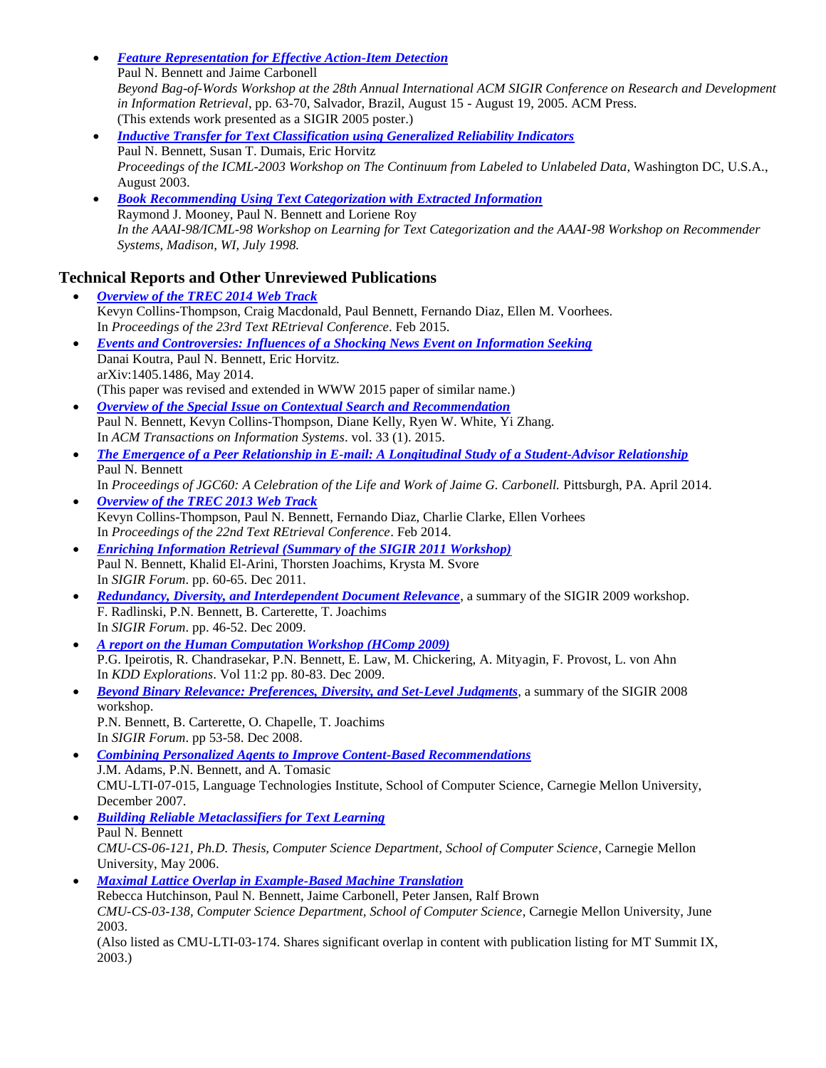- ***Feature Representation for Effective Action-Item Detection***
  Paul N. Bennett and Jaime Carbonell
  *Beyond Bag-of-Words Workshop at the 28th Annual International ACM SIGIR Conference on Research and Development in Information Retrieval*, pp. 63-70, Salvador, Brazil, August 15 - August 19, 2005. ACM Press.
  (This extends work presented as a SIGIR 2005 poster.)
- ***Inductive Transfer for Text Classification using Generalized Reliability Indicators***
  Paul N. Bennett, Susan T. Dumais, Eric Horvitz
  *Proceedings of the ICML-2003 Workshop on The Continuum from Labeled to Unlabeled Data*, Washington DC, U.S.A., August 2003.
- ***Book Recommending Using Text Categorization with Extracted Information***
  Raymond J. Mooney, Paul N. Bennett and Loriene Roy
  *In the AAAI-98/ICML-98 Workshop on Learning for Text Categorization and the AAAI-98 Workshop on Recommender Systems, Madison, WI, July 1998.*

## Technical Reports and Other Unreviewed Publications

- ***Overview of the TREC 2014 Web Track***
  Kevyn Collins-Thompson, Craig Macdonald, Paul Bennett, Fernando Diaz, Ellen M. Voorhees.
  In *Proceedings of the 23rd Text REtrieval Conference*. Feb 2015.
- ***Events and Controversies: Influences of a Shocking News Event on Information Seeking***
  Danai Koutra, Paul N. Bennett, Eric Horvitz.
  arXiv:1405.1486, May 2014.
  (This paper was revised and extended in WWW 2015 paper of similar name.)
- ***Overview of the Special Issue on Contextual Search and Recommendation***
  Paul N. Bennett, Kevyn Collins-Thompson, Diane Kelly, Ryen W. White, Yi Zhang.
  In *ACM Transactions on Information Systems*. vol. 33 (1). 2015.
- ***The Emergence of a Peer Relationship in E-mail: A Longitudinal Study of a Student-Advisor Relationship***
  Paul N. Bennett
  In *Proceedings of JGC60: A Celebration of the Life and Work of Jaime G. Carbonell.* Pittsburgh, PA. April 2014.
- ***Overview of the TREC 2013 Web Track***
  Kevyn Collins-Thompson, Paul N. Bennett, Fernando Diaz, Charlie Clarke, Ellen Vorhees
  In *Proceedings of the 22nd Text REtrieval Conference*. Feb 2014.
- ***Enriching Information Retrieval (Summary of the SIGIR 2011 Workshop)***
  Paul N. Bennett, Khalid El-Arini, Thorsten Joachims, Krysta M. Svore
  In *SIGIR Forum*. pp. 60-65. Dec 2011.
- ***Redundancy, Diversity, and Interdependent Document Relevance***, a summary of the SIGIR 2009 workshop.
  F. Radlinski, P.N. Bennett, B. Carterette, T. Joachims
  In *SIGIR Forum*. pp. 46-52. Dec 2009.
- ***A report on the Human Computation Workshop (HComp 2009)***
  P.G. Ipeirotis, R. Chandrasekar, P.N. Bennett, E. Law, M. Chickering, A. Mityagin, F. Provost, L. von Ahn
  In *KDD Explorations*. Vol 11:2 pp. 80-83. Dec 2009.
- ***Beyond Binary Relevance: Preferences, Diversity, and Set-Level Judgments***, a summary of the SIGIR 2008 workshop.
  P.N. Bennett, B. Carterette, O. Chapelle, T. Joachims
  In *SIGIR Forum*. pp 53-58. Dec 2008.
- ***Combining Personalized Agents to Improve Content-Based Recommendations***
  J.M. Adams, P.N. Bennett, and A. Tomasic
  CMU-LTI-07-015, Language Technologies Institute, School of Computer Science, Carnegie Mellon University, December 2007.
- ***Building Reliable Metaclassifiers for Text Learning***
  Paul N. Bennett
  *CMU-CS-06-121, Ph.D. Thesis, Computer Science Department, School of Computer Science*, Carnegie Mellon University, May 2006.
- ***Maximal Lattice Overlap in Example-Based Machine Translation***
  Rebecca Hutchinson, Paul N. Bennett, Jaime Carbonell, Peter Jansen, Ralf Brown
  *CMU-CS-03-138, Computer Science Department, School of Computer Science*, Carnegie Mellon University, June 2003.
  (Also listed as CMU-LTI-03-174. Shares significant overlap in content with publication listing for MT Summit IX, 2003.)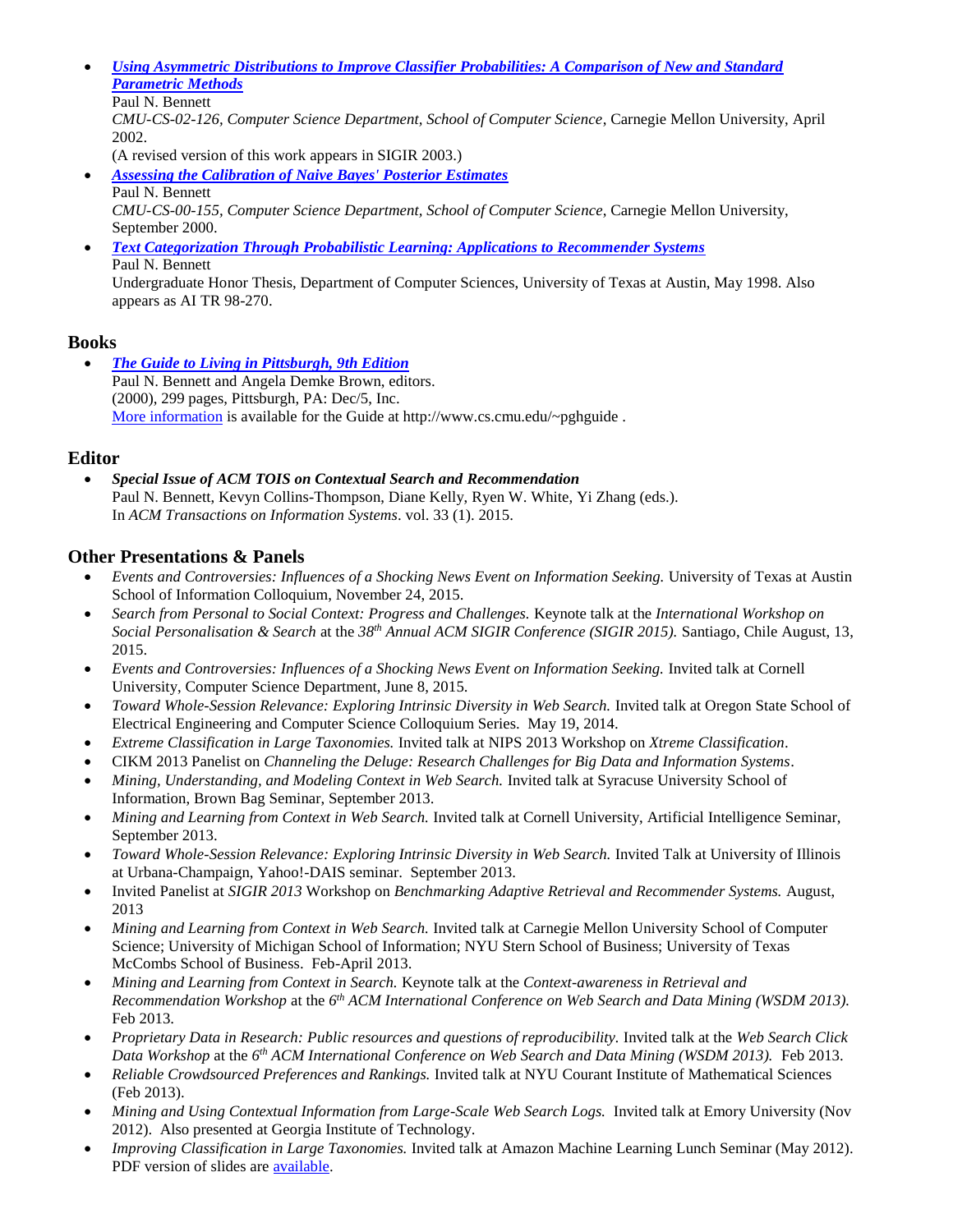- ***[Using Asymmetric Distributions to Improve Classifier Probabilities: A Comparison of New and Standard Parametric Methods](#)***
  Paul N. Bennett
  *CMU-CS-02-126, Computer Science Department, School of Computer Science*, Carnegie Mellon University, April 2002.
  (A revised version of this work appears in SIGIR 2003.)
- ***[Assessing the Calibration of Naive Bayes' Posterior Estimates](#)***
  Paul N. Bennett
  *CMU-CS-00-155, Computer Science Department, School of Computer Science*, Carnegie Mellon University, September 2000.
- ***[Text Categorization Through Probabilistic Learning: Applications to Recommender Systems](#)***
  Paul N. Bennett
  Undergraduate Honor Thesis, Department of Computer Sciences, University of Texas at Austin, May 1998. Also appears as AI TR 98-270.

## Books

- ***[The Guide to Living in Pittsburgh, 9th Edition](#)***
  Paul N. Bennett and Angela Demke Brown, editors.
  (2000), 299 pages, Pittsburgh, PA: Dec/5, Inc.
  [More information](#) is available for the Guide at http://www.cs.cmu.edu/~pghguide .

## Editor

- ***Special Issue of ACM TOIS on Contextual Search and Recommendation***
  Paul N. Bennett, Kevyn Collins-Thompson, Diane Kelly, Ryen W. White, Yi Zhang (eds.).
  In *ACM Transactions on Information Systems*. vol. 33 (1). 2015.

## Other Presentations & Panels

- *Events and Controversies: Influences of a Shocking News Event on Information Seeking.* University of Texas at Austin School of Information Colloquium, November 24, 2015.
- *Search from Personal to Social Context: Progress and Challenges.* Keynote talk at the *International Workshop on Social Personalisation & Search* at the *38th Annual ACM SIGIR Conference (SIGIR 2015).* Santiago, Chile August, 13, 2015.
- *Events and Controversies: Influences of a Shocking News Event on Information Seeking.* Invited talk at Cornell University, Computer Science Department, June 8, 2015.
- *Toward Whole-Session Relevance: Exploring Intrinsic Diversity in Web Search.* Invited talk at Oregon State School of Electrical Engineering and Computer Science Colloquium Series. May 19, 2014.
- *Extreme Classification in Large Taxonomies.* Invited talk at NIPS 2013 Workshop on *Xtreme Classification*.
- CIKM 2013 Panelist on *Channeling the Deluge: Research Challenges for Big Data and Information Systems*.
- *Mining, Understanding, and Modeling Context in Web Search.* Invited talk at Syracuse University School of Information, Brown Bag Seminar, September 2013.
- *Mining and Learning from Context in Web Search.* Invited talk at Cornell University, Artificial Intelligence Seminar, September 2013.
- *Toward Whole-Session Relevance: Exploring Intrinsic Diversity in Web Search.* Invited Talk at University of Illinois at Urbana-Champaign, Yahoo!-DAIS seminar. September 2013.
- Invited Panelist at *SIGIR 2013* Workshop on *Benchmarking Adaptive Retrieval and Recommender Systems.* August, 2013
- *Mining and Learning from Context in Web Search.* Invited talk at Carnegie Mellon University School of Computer Science; University of Michigan School of Information; NYU Stern School of Business; University of Texas McCombs School of Business. Feb-April 2013.
- *Mining and Learning from Context in Search.* Keynote talk at the *Context-awareness in Retrieval and Recommendation Workshop* at the *6th ACM International Conference on Web Search and Data Mining (WSDM 2013).* Feb 2013.
- *Proprietary Data in Research: Public resources and questions of reproducibility.* Invited talk at the *Web Search Click Data Workshop* at the *6th ACM International Conference on Web Search and Data Mining (WSDM 2013).* Feb 2013.
- *Reliable Crowdsourced Preferences and Rankings.* Invited talk at NYU Courant Institute of Mathematical Sciences (Feb 2013).
- *Mining and Using Contextual Information from Large-Scale Web Search Logs.* Invited talk at Emory University (Nov 2012). Also presented at Georgia Institute of Technology.
- *Improving Classification in Large Taxonomies.* Invited talk at Amazon Machine Learning Lunch Seminar (May 2012). PDF version of slides are [available](#).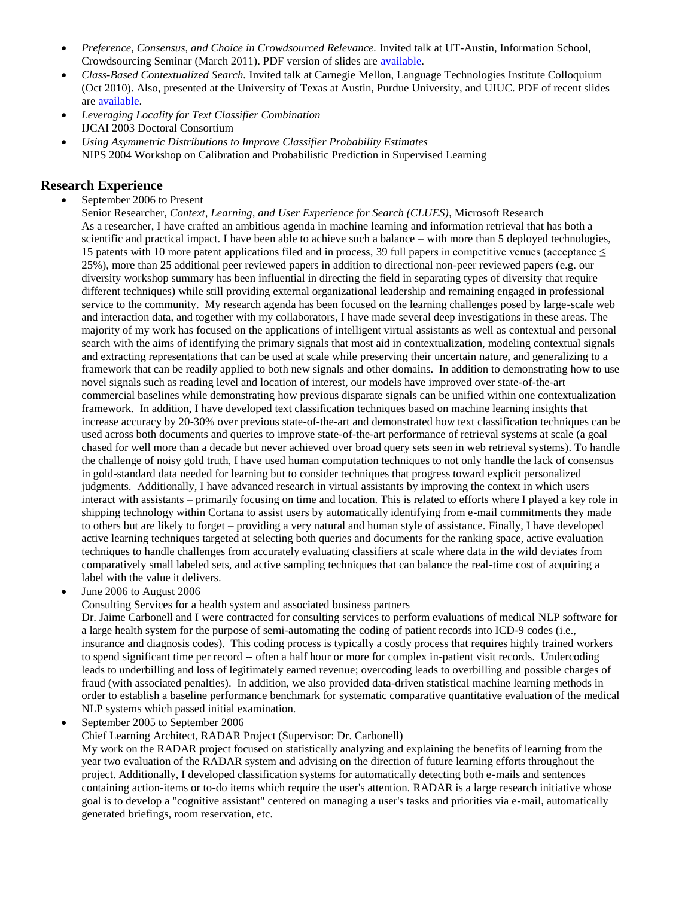- *Preference, Consensus, and Choice in Crowdsourced Relevance.* Invited talk at UT-Austin, Information School, Crowdsourcing Seminar (March 2011). PDF version of slides are available.
- *Class-Based Contextualized Search.* Invited talk at Carnegie Mellon, Language Technologies Institute Colloquium (Oct 2010). Also, presented at the University of Texas at Austin, Purdue University, and UIUC. PDF of recent slides are available.
- *Leveraging Locality for Text Classifier Combination*
  IJCAI 2003 Doctoral Consortium
- *Using Asymmetric Distributions to Improve Classifier Probability Estimates*
  NIPS 2004 Workshop on Calibration and Probabilistic Prediction in Supervised Learning

## Research Experience

- September 2006 to Present
  Senior Researcher, *Context, Learning, and User Experience for Search (CLUES)*, Microsoft Research
  As a researcher, I have crafted an ambitious agenda in machine learning and information retrieval that has both a scientific and practical impact. I have been able to achieve such a balance – with more than 5 deployed technologies, 15 patents with 10 more patent applications filed and in process, 39 full papers in competitive venues (acceptance ≤ 25%), more than 25 additional peer reviewed papers in addition to directional non-peer reviewed papers (e.g. our diversity workshop summary has been influential in directing the field in separating types of diversity that require different techniques) while still providing external organizational leadership and remaining engaged in professional service to the community. My research agenda has been focused on the learning challenges posed by large-scale web and interaction data, and together with my collaborators, I have made several deep investigations in these areas. The majority of my work has focused on the applications of intelligent virtual assistants as well as contextual and personal search with the aims of identifying the primary signals that most aid in contextualization, modeling contextual signals and extracting representations that can be used at scale while preserving their uncertain nature, and generalizing to a framework that can be readily applied to both new signals and other domains. In addition to demonstrating how to use novel signals such as reading level and location of interest, our models have improved over state-of-the-art commercial baselines while demonstrating how previous disparate signals can be unified within one contextualization framework. In addition, I have developed text classification techniques based on machine learning insights that increase accuracy by 20-30% over previous state-of-the-art and demonstrated how text classification techniques can be used across both documents and queries to improve state-of-the-art performance of retrieval systems at scale (a goal chased for well more than a decade but never achieved over broad query sets seen in web retrieval systems). To handle the challenge of noisy gold truth, I have used human computation techniques to not only handle the lack of consensus in gold-standard data needed for learning but to consider techniques that progress toward explicit personalized judgments. Additionally, I have advanced research in virtual assistants by improving the context in which users interact with assistants – primarily focusing on time and location. This is related to efforts where I played a key role in shipping technology within Cortana to assist users by automatically identifying from e-mail commitments they made to others but are likely to forget – providing a very natural and human style of assistance. Finally, I have developed active learning techniques targeted at selecting both queries and documents for the ranking space, active evaluation techniques to handle challenges from accurately evaluating classifiers at scale where data in the wild deviates from comparatively small labeled sets, and active sampling techniques that can balance the real-time cost of acquiring a label with the value it delivers.
- June 2006 to August 2006
  Consulting Services for a health system and associated business partners
  Dr. Jaime Carbonell and I were contracted for consulting services to perform evaluations of medical NLP software for a large health system for the purpose of semi-automating the coding of patient records into ICD-9 codes (i.e., insurance and diagnosis codes). This coding process is typically a costly process that requires highly trained workers to spend significant time per record -- often a half hour or more for complex in-patient visit records. Undercoding leads to underbilling and loss of legitimately earned revenue; overcoding leads to overbilling and possible charges of fraud (with associated penalties). In addition, we also provided data-driven statistical machine learning methods in order to establish a baseline performance benchmark for systematic comparative quantitative evaluation of the medical NLP systems which passed initial examination.
- September 2005 to September 2006
  Chief Learning Architect, RADAR Project (Supervisor: Dr. Carbonell)
  My work on the RADAR project focused on statistically analyzing and explaining the benefits of learning from the year two evaluation of the RADAR system and advising on the direction of future learning efforts throughout the project. Additionally, I developed classification systems for automatically detecting both e-mails and sentences containing action-items or to-do items which require the user's attention. RADAR is a large research initiative whose goal is to develop a "cognitive assistant" centered on managing a user's tasks and priorities via e-mail, automatically generated briefings, room reservation, etc.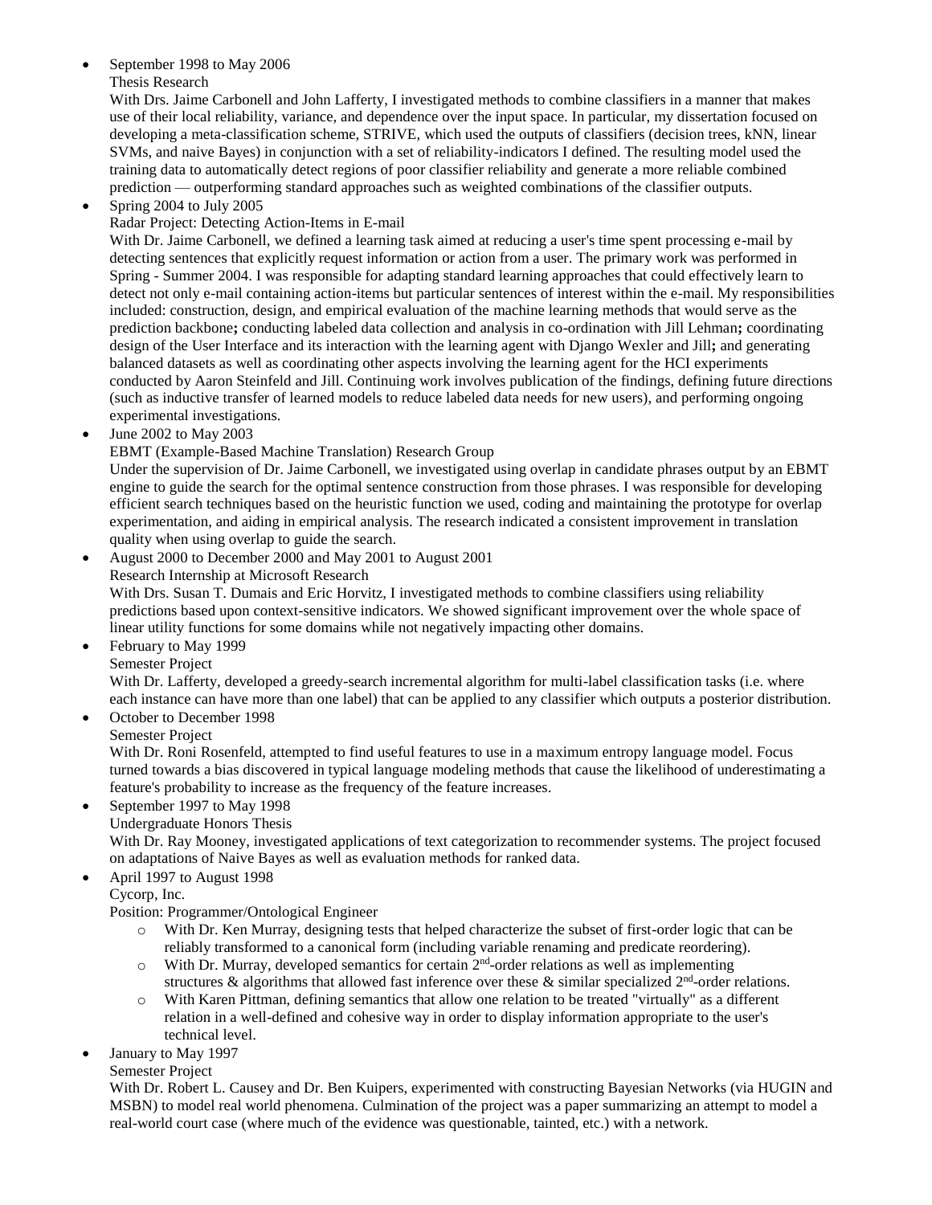- September 1998 to May 2006
  Thesis Research
  With Drs. Jaime Carbonell and John Lafferty, I investigated methods to combine classifiers in a manner that makes use of their local reliability, variance, and dependence over the input space. In particular, my dissertation focused on developing a meta-classification scheme, STRIVE, which used the outputs of classifiers (decision trees, kNN, linear SVMs, and naive Bayes) in conjunction with a set of reliability-indicators I defined. The resulting model used the training data to automatically detect regions of poor classifier reliability and generate a more reliable combined prediction — outperforming standard approaches such as weighted combinations of the classifier outputs.
- Spring 2004 to July 2005
  Radar Project: Detecting Action-Items in E-mail
  With Dr. Jaime Carbonell, we defined a learning task aimed at reducing a user's time spent processing e-mail by detecting sentences that explicitly request information or action from a user. The primary work was performed in Spring - Summer 2004. I was responsible for adapting standard learning approaches that could effectively learn to detect not only e-mail containing action-items but particular sentences of interest within the e-mail. My responsibilities included: construction, design, and empirical evaluation of the machine learning methods that would serve as the prediction backbone**;** conducting labeled data collection and analysis in co-ordination with Jill Lehman**;** coordinating design of the User Interface and its interaction with the learning agent with Django Wexler and Jill**;** and generating balanced datasets as well as coordinating other aspects involving the learning agent for the HCI experiments conducted by Aaron Steinfeld and Jill. Continuing work involves publication of the findings, defining future directions (such as inductive transfer of learned models to reduce labeled data needs for new users), and performing ongoing experimental investigations.
- June 2002 to May 2003
  EBMT (Example-Based Machine Translation) Research Group
  Under the supervision of Dr. Jaime Carbonell, we investigated using overlap in candidate phrases output by an EBMT engine to guide the search for the optimal sentence construction from those phrases. I was responsible for developing efficient search techniques based on the heuristic function we used, coding and maintaining the prototype for overlap experimentation, and aiding in empirical analysis. The research indicated a consistent improvement in translation quality when using overlap to guide the search.
- August 2000 to December 2000 and May 2001 to August 2001
  Research Internship at Microsoft Research
  With Drs. Susan T. Dumais and Eric Horvitz, I investigated methods to combine classifiers using reliability predictions based upon context-sensitive indicators. We showed significant improvement over the whole space of linear utility functions for some domains while not negatively impacting other domains.
- February to May 1999
  Semester Project
  With Dr. Lafferty, developed a greedy-search incremental algorithm for multi-label classification tasks (i.e. where each instance can have more than one label) that can be applied to any classifier which outputs a posterior distribution.
- October to December 1998
  Semester Project
  With Dr. Roni Rosenfeld, attempted to find useful features to use in a maximum entropy language model. Focus turned towards a bias discovered in typical language modeling methods that cause the likelihood of underestimating a feature's probability to increase as the frequency of the feature increases.
- September 1997 to May 1998
  Undergraduate Honors Thesis
  With Dr. Ray Mooney, investigated applications of text categorization to recommender systems. The project focused on adaptations of Naive Bayes as well as evaluation methods for ranked data.
- April 1997 to August 1998
  Cycorp, Inc.
  Position: Programmer/Ontological Engineer
    - With Dr. Ken Murray, designing tests that helped characterize the subset of first-order logic that can be reliably transformed to a canonical form (including variable renaming and predicate reordering).
    - With Dr. Murray, developed semantics for certain 2nd-order relations as well as implementing structures & algorithms that allowed fast inference over these & similar specialized 2nd-order relations.
    - With Karen Pittman, defining semantics that allow one relation to be treated "virtually" as a different relation in a well-defined and cohesive way in order to display information appropriate to the user's technical level.
- January to May 1997
  Semester Project
  With Dr. Robert L. Causey and Dr. Ben Kuipers, experimented with constructing Bayesian Networks (via HUGIN and MSBN) to model real world phenomena. Culmination of the project was a paper summarizing an attempt to model a real-world court case (where much of the evidence was questionable, tainted, etc.) with a network.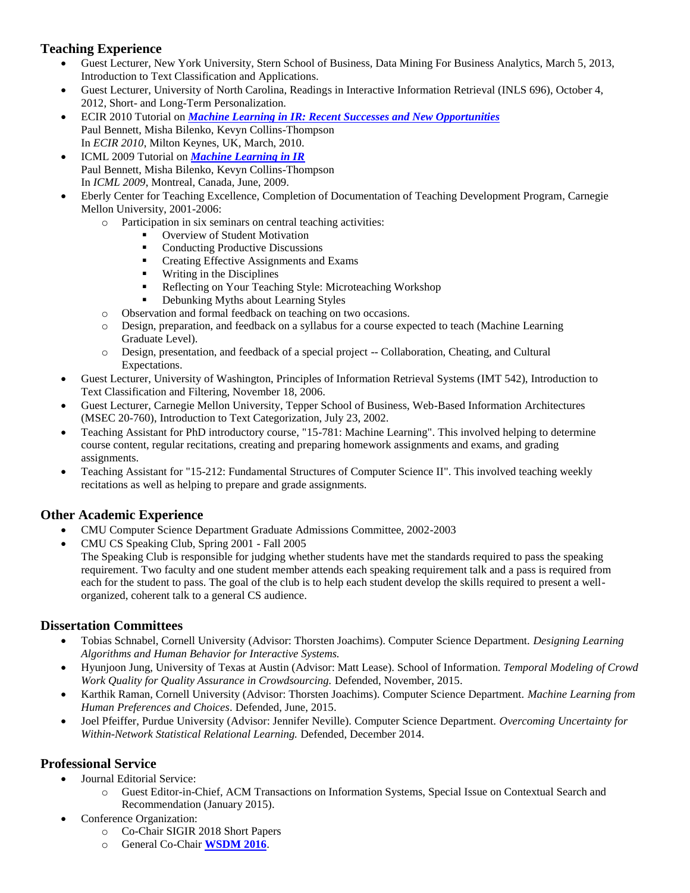## Teaching Experience

- Guest Lecturer, New York University, Stern School of Business, Data Mining For Business Analytics, March 5, 2013, Introduction to Text Classification and Applications.
- Guest Lecturer, University of North Carolina, Readings in Interactive Information Retrieval (INLS 696), October 4, 2012, Short- and Long-Term Personalization.
- ECIR 2010 Tutorial on ***Machine Learning in IR: Recent Successes and New Opportunities***
  Paul Bennett, Misha Bilenko, Kevyn Collins-Thompson
  In *ECIR 2010*, Milton Keynes, UK, March, 2010.
- ICML 2009 Tutorial on ***Machine Learning in IR***
  Paul Bennett, Misha Bilenko, Kevyn Collins-Thompson
  In *ICML 2009*, Montreal, Canada, June, 2009.
- Eberly Center for Teaching Excellence, Completion of Documentation of Teaching Development Program, Carnegie Mellon University, 2001-2006:
  - Participation in six seminars on central teaching activities:
    - Overview of Student Motivation
    - Conducting Productive Discussions
    - Creating Effective Assignments and Exams
    - Writing in the Disciplines
    - Reflecting on Your Teaching Style: Microteaching Workshop
    - Debunking Myths about Learning Styles
  - Observation and formal feedback on teaching on two occasions.
  - Design, preparation, and feedback on a syllabus for a course expected to teach (Machine Learning Graduate Level).
  - Design, presentation, and feedback of a special project -- Collaboration, Cheating, and Cultural Expectations.
- Guest Lecturer, University of Washington, Principles of Information Retrieval Systems (IMT 542), Introduction to Text Classification and Filtering, November 18, 2006.
- Guest Lecturer, Carnegie Mellon University, Tepper School of Business, Web-Based Information Architectures (MSEC 20-760), Introduction to Text Categorization, July 23, 2002.
- Teaching Assistant for PhD introductory course, "15-781: Machine Learning". This involved helping to determine course content, regular recitations, creating and preparing homework assignments and exams, and grading assignments.
- Teaching Assistant for "15-212: Fundamental Structures of Computer Science II". This involved teaching weekly recitations as well as helping to prepare and grade assignments.

## Other Academic Experience

- CMU Computer Science Department Graduate Admissions Committee, 2002-2003
- CMU CS Speaking Club, Spring 2001 - Fall 2005
  The Speaking Club is responsible for judging whether students have met the standards required to pass the speaking requirement. Two faculty and one student member attends each speaking requirement talk and a pass is required from each for the student to pass. The goal of the club is to help each student develop the skills required to present a well-organized, coherent talk to a general CS audience.

## Dissertation Committees

- Tobias Schnabel, Cornell University (Advisor: Thorsten Joachims). Computer Science Department. *Designing Learning Algorithms and Human Behavior for Interactive Systems.*
- Hyunjoon Jung, University of Texas at Austin (Advisor: Matt Lease). School of Information. *Temporal Modeling of Crowd Work Quality for Quality Assurance in Crowdsourcing.* Defended, November, 2015.
- Karthik Raman, Cornell University (Advisor: Thorsten Joachims). Computer Science Department. *Machine Learning from Human Preferences and Choices*. Defended, June, 2015.
- Joel Pfeiffer, Purdue University (Advisor: Jennifer Neville). Computer Science Department. *Overcoming Uncertainty for Within-Network Statistical Relational Learning.* Defended, December 2014.

## Professional Service

- Journal Editorial Service:
  - Guest Editor-in-Chief, ACM Transactions on Information Systems, Special Issue on Contextual Search and Recommendation (January 2015).
- Conference Organization:
  - Co-Chair SIGIR 2018 Short Papers
  - General Co-Chair **WSDM 2016**.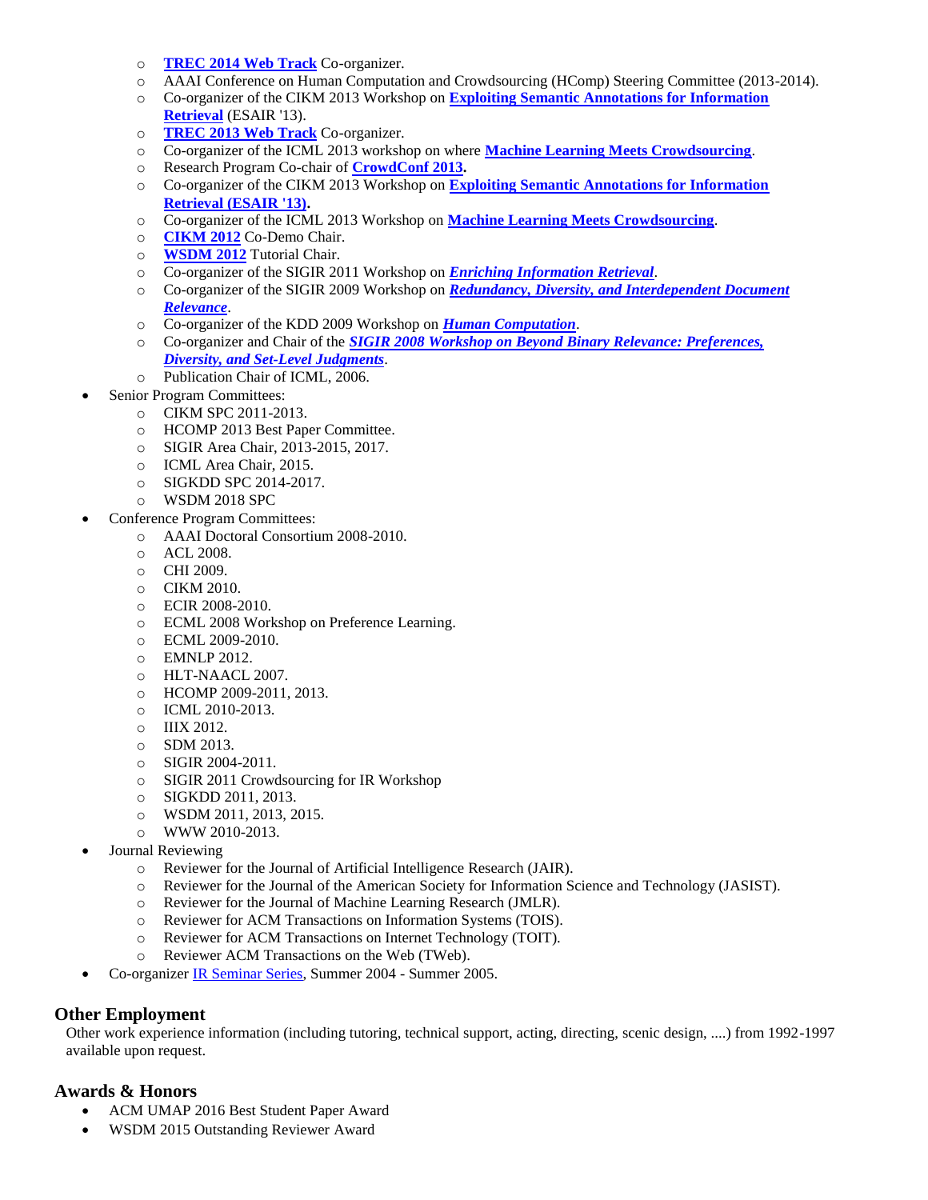- **TREC 2014 Web Track** Co-organizer.
    - AAAI Conference on Human Computation and Crowdsourcing (HComp) Steering Committee (2013-2014).
    - Co-organizer of the CIKM 2013 Workshop on **Exploiting Semantic Annotations for Information Retrieval** (ESAIR '13).
    - **TREC 2013 Web Track** Co-organizer.
    - Co-organizer of the ICML 2013 workshop on where **Machine Learning Meets Crowdsourcing**.
    - Research Program Co-chair of **CrowdConf 2013.**
    - Co-organizer of the CIKM 2013 Workshop on **Exploiting Semantic Annotations for Information Retrieval (ESAIR '13).**
    - Co-organizer of the ICML 2013 Workshop on **Machine Learning Meets Crowdsourcing**.
    - **CIKM 2012** Co-Demo Chair.
    - **WSDM 2012** Tutorial Chair.
    - Co-organizer of the SIGIR 2011 Workshop on ***Enriching Information Retrieval***.
    - Co-organizer of the SIGIR 2009 Workshop on ***Redundancy, Diversity, and Interdependent Document Relevance***.
    - Co-organizer of the KDD 2009 Workshop on ***Human Computation***.
    - Co-organizer and Chair of the ***SIGIR 2008 Workshop on Beyond Binary Relevance: Preferences, Diversity, and Set-Level Judgments***.
    - Publication Chair of ICML, 2006.
- Senior Program Committees:
    - CIKM SPC 2011-2013.
    - HCOMP 2013 Best Paper Committee.
    - SIGIR Area Chair, 2013-2015, 2017.
    - ICML Area Chair, 2015.
    - SIGKDD SPC 2014-2017.
    - WSDM 2018 SPC
- Conference Program Committees:
    - AAAI Doctoral Consortium 2008-2010.
    - ACL 2008.
    - CHI 2009.
    - CIKM 2010.
    - ECIR 2008-2010.
    - ECML 2008 Workshop on Preference Learning.
    - ECML 2009-2010.
    - EMNLP 2012.
    - HLT-NAACL 2007.
    - HCOMP 2009-2011, 2013.
    - ICML 2010-2013.
    - IIIX 2012.
    - SDM 2013.
    - SIGIR 2004-2011.
    - SIGIR 2011 Crowdsourcing for IR Workshop
    - SIGKDD 2011, 2013.
    - WSDM 2011, 2013, 2015.
    - WWW 2010-2013.
- Journal Reviewing
    - Reviewer for the Journal of Artificial Intelligence Research (JAIR).
    - Reviewer for the Journal of the American Society for Information Science and Technology (JASIST).
    - Reviewer for the Journal of Machine Learning Research (JMLR).
    - Reviewer for ACM Transactions on Information Systems (TOIS).
    - Reviewer for ACM Transactions on Internet Technology (TOIT).
    - Reviewer ACM Transactions on the Web (TWeb).
- Co-organizer IR Seminar Series, Summer 2004 - Summer 2005.

## Other Employment

Other work experience information (including tutoring, technical support, acting, directing, scenic design, ....) from 1992-1997 available upon request.

## Awards & Honors

- ACM UMAP 2016 Best Student Paper Award
- WSDM 2015 Outstanding Reviewer Award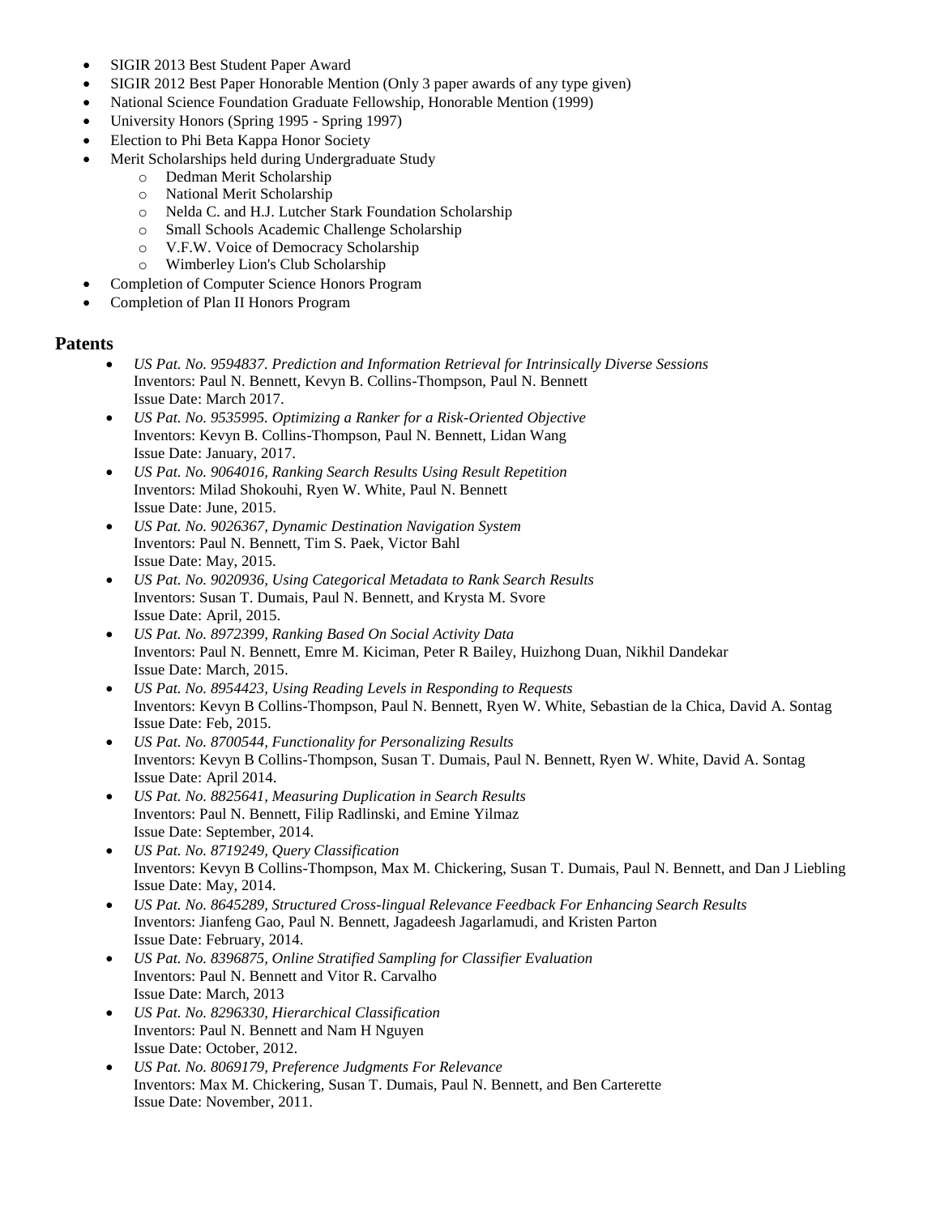- SIGIR 2013 Best Student Paper Award
- SIGIR 2012 Best Paper Honorable Mention (Only 3 paper awards of any type given)
- National Science Foundation Graduate Fellowship, Honorable Mention (1999)
- University Honors (Spring 1995 - Spring 1997)
- Election to Phi Beta Kappa Honor Society
- Merit Scholarships held during Undergraduate Study
  - Dedman Merit Scholarship
  - National Merit Scholarship
  - Nelda C. and H.J. Lutcher Stark Foundation Scholarship
  - Small Schools Academic Challenge Scholarship
  - V.F.W. Voice of Democracy Scholarship
  - Wimberley Lion's Club Scholarship
- Completion of Computer Science Honors Program
- Completion of Plan II Honors Program

## Patents

- *US Pat. No. 9594837. Prediction and Information Retrieval for Intrinsically Diverse Sessions*
  Inventors: Paul N. Bennett, Kevyn B. Collins-Thompson, Paul N. Bennett
  Issue Date: March 2017.
- *US Pat. No. 9535995. Optimizing a Ranker for a Risk-Oriented Objective*
  Inventors: Kevyn B. Collins-Thompson, Paul N. Bennett, Lidan Wang
  Issue Date: January, 2017.
- *US Pat. No. 9064016, Ranking Search Results Using Result Repetition*
  Inventors: Milad Shokouhi, Ryen W. White, Paul N. Bennett
  Issue Date: June, 2015.
- *US Pat. No. 9026367, Dynamic Destination Navigation System*
  Inventors: Paul N. Bennett, Tim S. Paek, Victor Bahl
  Issue Date: May, 2015.
- *US Pat. No. 9020936, Using Categorical Metadata to Rank Search Results*
  Inventors: Susan T. Dumais, Paul N. Bennett, and Krysta M. Svore
  Issue Date: April, 2015.
- *US Pat. No. 8972399, Ranking Based On Social Activity Data*
  Inventors: Paul N. Bennett, Emre M. Kiciman, Peter R Bailey, Huizhong Duan, Nikhil Dandekar
  Issue Date: March, 2015.
- *US Pat. No. 8954423, Using Reading Levels in Responding to Requests*
  Inventors: Kevyn B Collins-Thompson, Paul N. Bennett, Ryen W. White, Sebastian de la Chica, David A. Sontag
  Issue Date: Feb, 2015.
- *US Pat. No. 8700544, Functionality for Personalizing Results*
  Inventors: Kevyn B Collins-Thompson, Susan T. Dumais, Paul N. Bennett, Ryen W. White, David A. Sontag
  Issue Date: April 2014.
- *US Pat. No. 8825641, Measuring Duplication in Search Results*
  Inventors: Paul N. Bennett, Filip Radlinski, and Emine Yilmaz
  Issue Date: September, 2014.
- *US Pat. No. 8719249, Query Classification*
  Inventors: Kevyn B Collins-Thompson, Max M. Chickering, Susan T. Dumais, Paul N. Bennett, and Dan J Liebling
  Issue Date: May, 2014.
- *US Pat. No. 8645289, Structured Cross-lingual Relevance Feedback For Enhancing Search Results*
  Inventors: Jianfeng Gao, Paul N. Bennett, Jagadeesh Jagarlamudi, and Kristen Parton
  Issue Date: February, 2014.
- *US Pat. No. 8396875, Online Stratified Sampling for Classifier Evaluation*
  Inventors: Paul N. Bennett and Vitor R. Carvalho
  Issue Date: March, 2013
- *US Pat. No. 8296330, Hierarchical Classification*
  Inventors: Paul N. Bennett and Nam H Nguyen
  Issue Date: October, 2012.
- *US Pat. No. 8069179, Preference Judgments For Relevance*
  Inventors: Max M. Chickering, Susan T. Dumais, Paul N. Bennett, and Ben Carterette
  Issue Date: November, 2011.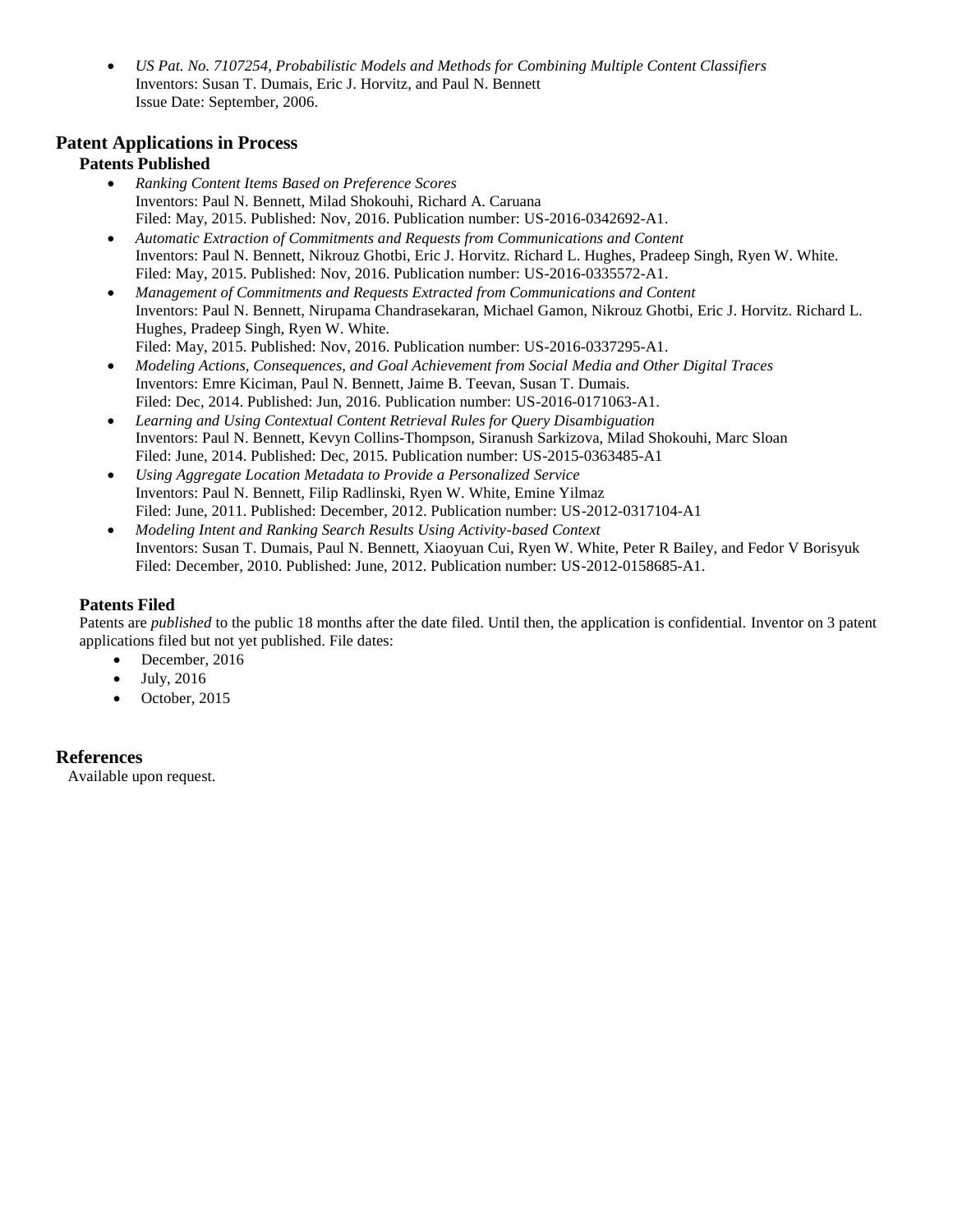- *US Pat. No. 7107254, Probabilistic Models and Methods for Combining Multiple Content Classifiers*
  Inventors: Susan T. Dumais, Eric J. Horvitz, and Paul N. Bennett
  Issue Date: September, 2006.

## Patent Applications in Process

### Patents Published

- *Ranking Content Items Based on Preference Scores*
  Inventors: Paul N. Bennett, Milad Shokouhi, Richard A. Caruana
  Filed: May, 2015. Published: Nov, 2016. Publication number: US-2016-0342692-A1.
- *Automatic Extraction of Commitments and Requests from Communications and Content*
  Inventors: Paul N. Bennett, Nikrouz Ghotbi, Eric J. Horvitz. Richard L. Hughes, Pradeep Singh, Ryen W. White.
  Filed: May, 2015. Published: Nov, 2016. Publication number: US-2016-0335572-A1.
- *Management of Commitments and Requests Extracted from Communications and Content*
  Inventors: Paul N. Bennett, Nirupama Chandrasekaran, Michael Gamon, Nikrouz Ghotbi, Eric J. Horvitz. Richard L. Hughes, Pradeep Singh, Ryen W. White.
  Filed: May, 2015. Published: Nov, 2016. Publication number: US-2016-0337295-A1.
- *Modeling Actions, Consequences, and Goal Achievement from Social Media and Other Digital Traces*
  Inventors: Emre Kiciman, Paul N. Bennett, Jaime B. Teevan, Susan T. Dumais.
  Filed: Dec, 2014. Published: Jun, 2016. Publication number: US-2016-0171063-A1.
- *Learning and Using Contextual Content Retrieval Rules for Query Disambiguation*
  Inventors: Paul N. Bennett, Kevyn Collins-Thompson, Siranush Sarkizova, Milad Shokouhi, Marc Sloan
  Filed: June, 2014. Published: Dec, 2015. Publication number: US-2015-0363485-A1
- *Using Aggregate Location Metadata to Provide a Personalized Service*
  Inventors: Paul N. Bennett, Filip Radlinski, Ryen W. White, Emine Yilmaz
  Filed: June, 2011. Published: December, 2012. Publication number: US-2012-0317104-A1
- *Modeling Intent and Ranking Search Results Using Activity-based Context*
  Inventors: Susan T. Dumais, Paul N. Bennett, Xiaoyuan Cui, Ryen W. White, Peter R Bailey, and Fedor V Borisyuk
  Filed: December, 2010. Published: June, 2012. Publication number: US-2012-0158685-A1.

### Patents Filed

Patents are *published* to the public 18 months after the date filed. Until then, the application is confidential. Inventor on 3 patent applications filed but not yet published. File dates:

- December, 2016
- July, 2016
- October, 2015

## References

Available upon request.